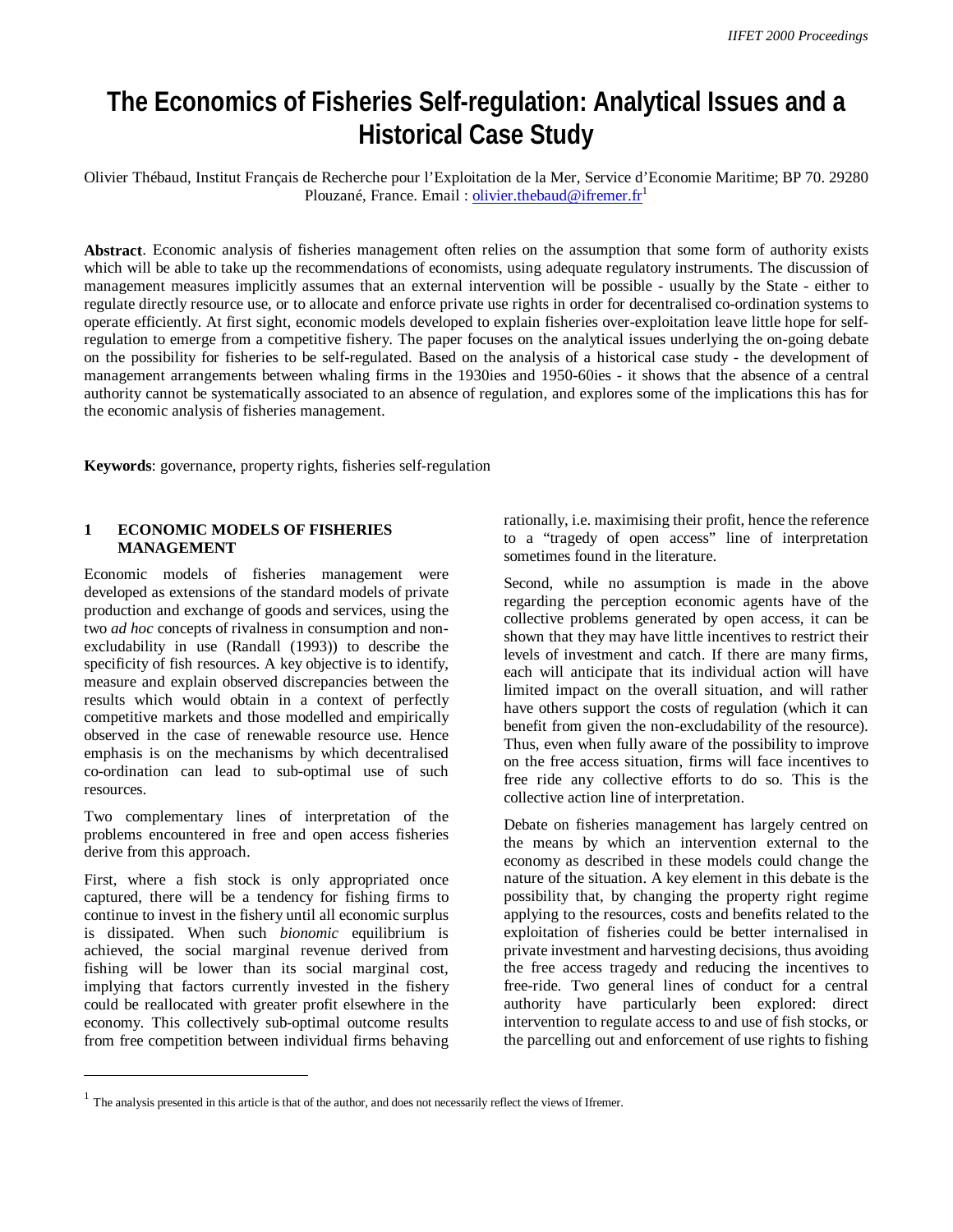# The Economics of Fisheries Self-regulation: Analytical Issues and a Historical Case Study

Olivier Thébaud, Institut Français de Recherche pour l'Exploitation de la Mer, Service d'Economie Maritime; BP 70. 29280 Plouzané, France. Email : olivier.thebaud@ifremer.fr[1]

**Abstract**. Economic analysis of fisheries management often relies on the assumption that some form of authority exists which will be able to take up the recommendations of economists, using adequate regulatory instruments. The discussion of management measures implicitly assumes that an external intervention will be possible - usually by the State - either to regulate directly resource use, or to allocate and enforce private use rights in order for decentralised co-ordination systems to operate efficiently. At first sight, economic models developed to explain fisheries over-exploitation leave little hope for self-regulation to emerge from a competitive fishery. The paper focuses on the analytical issues underlying the on-going debate on the possibility for fisheries to be self-regulated. Based on the analysis of a historical case study - the development of management arrangements between whaling firms in the 1930ies and 1950-60ies - it shows that the absence of a central authority cannot be systematically associated to an absence of regulation, and explores some of the implications this has for the economic analysis of fisheries management.

**Keywords**: governance, property rights, fisheries self-regulation

## 1 ECONOMIC MODELS OF FISHERIES MANAGEMENT

Economic models of fisheries management were developed as extensions of the standard models of private production and exchange of goods and services, using the two *ad hoc* concepts of rivalness in consumption and non-excludability in use (Randall (1993)) to describe the specificity of fish resources. A key objective is to identify, measure and explain observed discrepancies between the results which would obtain in a context of perfectly competitive markets and those modelled and empirically observed in the case of renewable resource use. Hence emphasis is on the mechanisms by which decentralised co-ordination can lead to sub-optimal use of such resources.

Two complementary lines of interpretation of the problems encountered in free and open access fisheries derive from this approach.

First, where a fish stock is only appropriated once captured, there will be a tendency for fishing firms to continue to invest in the fishery until all economic surplus is dissipated. When such *bionomic* equilibrium is achieved, the social marginal revenue derived from fishing will be lower than its social marginal cost, implying that factors currently invested in the fishery could be reallocated with greater profit elsewhere in the economy. This collectively sub-optimal outcome results from free competition between individual firms behaving rationally, i.e. maximising their profit, hence the reference to a "tragedy of open access" line of interpretation sometimes found in the literature.

Second, while no assumption is made in the above regarding the perception economic agents have of the collective problems generated by open access, it can be shown that they may have little incentives to restrict their levels of investment and catch. If there are many firms, each will anticipate that its individual action will have limited impact on the overall situation, and will rather have others support the costs of regulation (which it can benefit from given the non-excludability of the resource). Thus, even when fully aware of the possibility to improve on the free access situation, firms will face incentives to free ride any collective efforts to do so. This is the collective action line of interpretation.

Debate on fisheries management has largely centred on the means by which an intervention external to the economy as described in these models could change the nature of the situation. A key element in this debate is the possibility that, by changing the property right regime applying to the resources, costs and benefits related to the exploitation of fisheries could be better internalised in private investment and harvesting decisions, thus avoiding the free access tragedy and reducing the incentives to free-ride. Two general lines of conduct for a central authority have particularly been explored: direct intervention to regulate access to and use of fish stocks, or the parcelling out and enforcement of use rights to fishing

[1] The analysis presented in this article is that of the author, and does not necessarily reflect the views of Ifremer.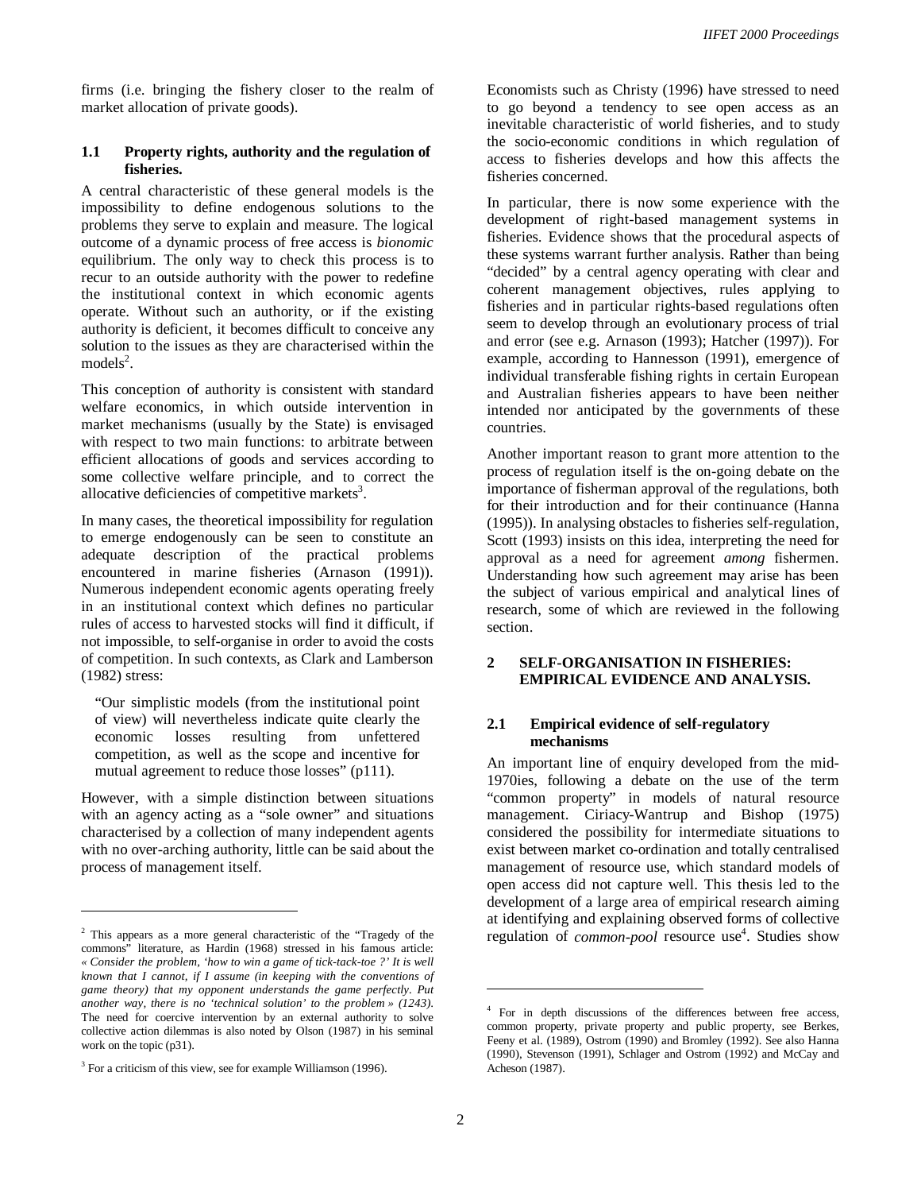firms (i.e. bringing the fishery closer to the realm of market allocation of private goods).

### 1.1 Property rights, authority and the regulation of fisheries.

A central characteristic of these general models is the impossibility to define endogenous solutions to the problems they serve to explain and measure. The logical outcome of a dynamic process of free access is *bionomic* equilibrium. The only way to check this process is to recur to an outside authority with the power to redefine the institutional context in which economic agents operate. Without such an authority, or if the existing authority is deficient, it becomes difficult to conceive any solution to the issues as they are characterised within the models[2].

This conception of authority is consistent with standard welfare economics, in which outside intervention in market mechanisms (usually by the State) is envisaged with respect to two main functions: to arbitrate between efficient allocations of goods and services according to some collective welfare principle, and to correct the allocative deficiencies of competitive markets[3].

In many cases, the theoretical impossibility for regulation to emerge endogenously can be seen to constitute an adequate description of the practical problems encountered in marine fisheries (Arnason (1991)). Numerous independent economic agents operating freely in an institutional context which defines no particular rules of access to harvested stocks will find it difficult, if not impossible, to self-organise in order to avoid the costs of competition. In such contexts, as Clark and Lamberson (1982) stress:

> "Our simplistic models (from the institutional point of view) will nevertheless indicate quite clearly the economic losses resulting from unfettered competition, as well as the scope and incentive for mutual agreement to reduce those losses" (p111).

However, with a simple distinction between situations with an agency acting as a "sole owner" and situations characterised by a collection of many independent agents with no over-arching authority, little can be said about the process of management itself.

Economists such as Christy (1996) have stressed to need to go beyond a tendency to see open access as an inevitable characteristic of world fisheries, and to study the socio-economic conditions in which regulation of access to fisheries develops and how this affects the fisheries concerned.

In particular, there is now some experience with the development of right-based management systems in fisheries. Evidence shows that the procedural aspects of these systems warrant further analysis. Rather than being "decided" by a central agency operating with clear and coherent management objectives, rules applying to fisheries and in particular rights-based regulations often seem to develop through an evolutionary process of trial and error (see e.g. Arnason (1993); Hatcher (1997)). For example, according to Hannesson (1991), emergence of individual transferable fishing rights in certain European and Australian fisheries appears to have been neither intended nor anticipated by the governments of these countries.

Another important reason to grant more attention to the process of regulation itself is the on-going debate on the importance of fisherman approval of the regulations, both for their introduction and for their continuance (Hanna (1995)). In analysing obstacles to fisheries self-regulation, Scott (1993) insists on this idea, interpreting the need for approval as a need for agreement *among* fishermen. Understanding how such agreement may arise has been the subject of various empirical and analytical lines of research, some of which are reviewed in the following section.

## 2 SELF-ORGANISATION IN FISHERIES: EMPIRICAL EVIDENCE AND ANALYSIS.

### 2.1 Empirical evidence of self-regulatory mechanisms

An important line of enquiry developed from the mid-1970ies, following a debate on the use of the term "common property" in models of natural resource management. Ciriacy-Wantrup and Bishop (1975) considered the possibility for intermediate situations to exist between market co-ordination and totally centralised management of resource use, which standard models of open access did not capture well. This thesis led to the development of a large area of empirical research aiming at identifying and explaining observed forms of collective regulation of *common-pool* resource use[4]. Studies show

---

[2] This appears as a more general characteristic of the "Tragedy of the commons" literature, as Hardin (1968) stressed in his famous article: *« Consider the problem, 'how to win a game of tick-tack-toe ?' It is well known that I cannot, if I assume (in keeping with the conventions of game theory) that my opponent understands the game perfectly. Put another way, there is no 'technical solution' to the problem » (1243).* The need for coercive intervention by an external authority to solve collective action dilemmas is also noted by Olson (1987) in his seminal work on the topic (p31).

[3] For a criticism of this view, see for example Williamson (1996).

[4] For in depth discussions of the differences between free access, common property, private property and public property, see Berkes, Feeny et al. (1989), Ostrom (1990) and Bromley (1992). See also Hanna (1990), Stevenson (1991), Schlager and Ostrom (1992) and McCay and Acheson (1987).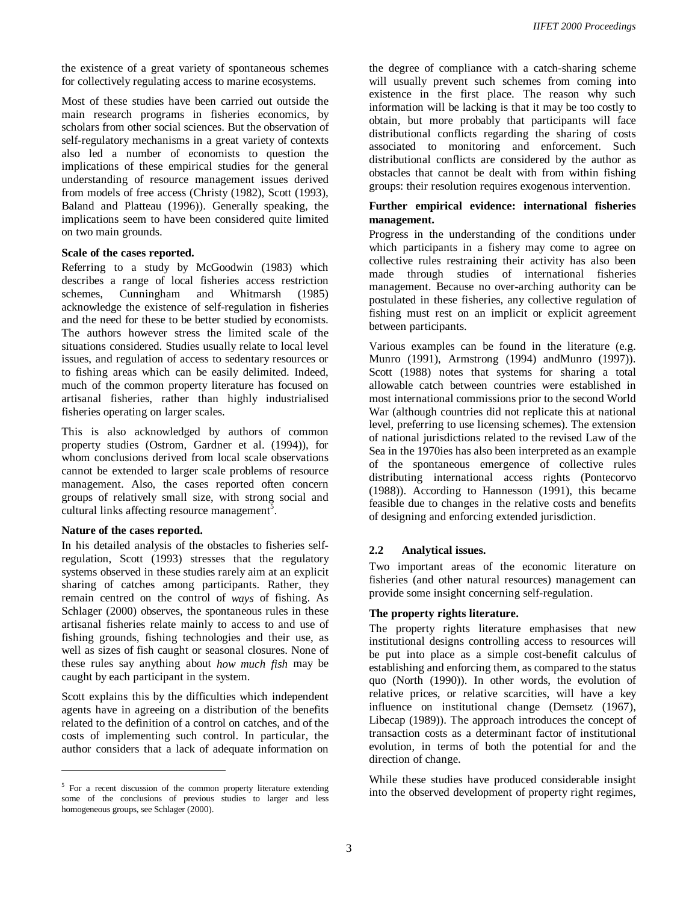the existence of a great variety of spontaneous schemes for collectively regulating access to marine ecosystems.

Most of these studies have been carried out outside the main research programs in fisheries economics, by scholars from other social sciences. But the observation of self-regulatory mechanisms in a great variety of contexts also led a number of economists to question the implications of these empirical studies for the general understanding of resource management issues derived from models of free access (Christy (1982), Scott (1993), Baland and Platteau (1996)). Generally speaking, the implications seem to have been considered quite limited on two main grounds.

**Scale of the cases reported.**

Referring to a study by McGoodwin (1983) which describes a range of local fisheries access restriction schemes, Cunningham and Whitmarsh (1985) acknowledge the existence of self-regulation in fisheries and the need for these to be better studied by economists. The authors however stress the limited scale of the situations considered. Studies usually relate to local level issues, and regulation of access to sedentary resources or to fishing areas which can be easily delimited. Indeed, much of the common property literature has focused on artisanal fisheries, rather than highly industrialised fisheries operating on larger scales.

This is also acknowledged by authors of common property studies (Ostrom, Gardner et al. (1994)), for whom conclusions derived from local scale observations cannot be extended to larger scale problems of resource management. Also, the cases reported often concern groups of relatively small size, with strong social and cultural links affecting resource management[5].

**Nature of the cases reported.**

In his detailed analysis of the obstacles to fisheries self-regulation, Scott (1993) stresses that the regulatory systems observed in these studies rarely aim at an explicit sharing of catches among participants. Rather, they remain centred on the control of *ways* of fishing. As Schlager (2000) observes, the spontaneous rules in these artisanal fisheries relate mainly to access to and use of fishing grounds, fishing technologies and their use, as well as sizes of fish caught or seasonal closures. None of these rules say anything about *how much fish* may be caught by each participant in the system.

Scott explains this by the difficulties which independent agents have in agreeing on a distribution of the benefits related to the definition of a control on catches, and of the costs of implementing such control. In particular, the author considers that a lack of adequate information on the degree of compliance with a catch-sharing scheme will usually prevent such schemes from coming into existence in the first place. The reason why such information will be lacking is that it may be too costly to obtain, but more probably that participants will face distributional conflicts regarding the sharing of costs associated to monitoring and enforcement. Such distributional conflicts are considered by the author as obstacles that cannot be dealt with from within fishing groups: their resolution requires exogenous intervention.

**Further empirical evidence: international fisheries management.**

Progress in the understanding of the conditions under which participants in a fishery may come to agree on collective rules restraining their activity has also been made through studies of international fisheries management. Because no over-arching authority can be postulated in these fisheries, any collective regulation of fishing must rest on an implicit or explicit agreement between participants.

Various examples can be found in the literature (e.g. Munro (1991), Armstrong (1994) andMunro (1997)). Scott (1988) notes that systems for sharing a total allowable catch between countries were established in most international commissions prior to the second World War (although countries did not replicate this at national level, preferring to use licensing schemes). The extension of national jurisdictions related to the revised Law of the Sea in the 1970ies has also been interpreted as an example of the spontaneous emergence of collective rules distributing international access rights (Pontecorvo (1988)). According to Hannesson (1991), this became feasible due to changes in the relative costs and benefits of designing and enforcing extended jurisdiction.

### 2.2 Analytical issues.

Two important areas of the economic literature on fisheries (and other natural resources) management can provide some insight concerning self-regulation.

**The property rights literature.**

The property rights literature emphasises that new institutional designs controlling access to resources will be put into place as a simple cost-benefit calculus of establishing and enforcing them, as compared to the status quo (North (1990)). In other words, the evolution of relative prices, or relative scarcities, will have a key influence on institutional change (Demsetz (1967), Libecap (1989)). The approach introduces the concept of transaction costs as a determinant factor of institutional evolution, in terms of both the potential for and the direction of change.

While these studies have produced considerable insight into the observed development of property right regimes,

[5] For a recent discussion of the common property literature extending some of the conclusions of previous studies to larger and less homogeneous groups, see Schlager (2000).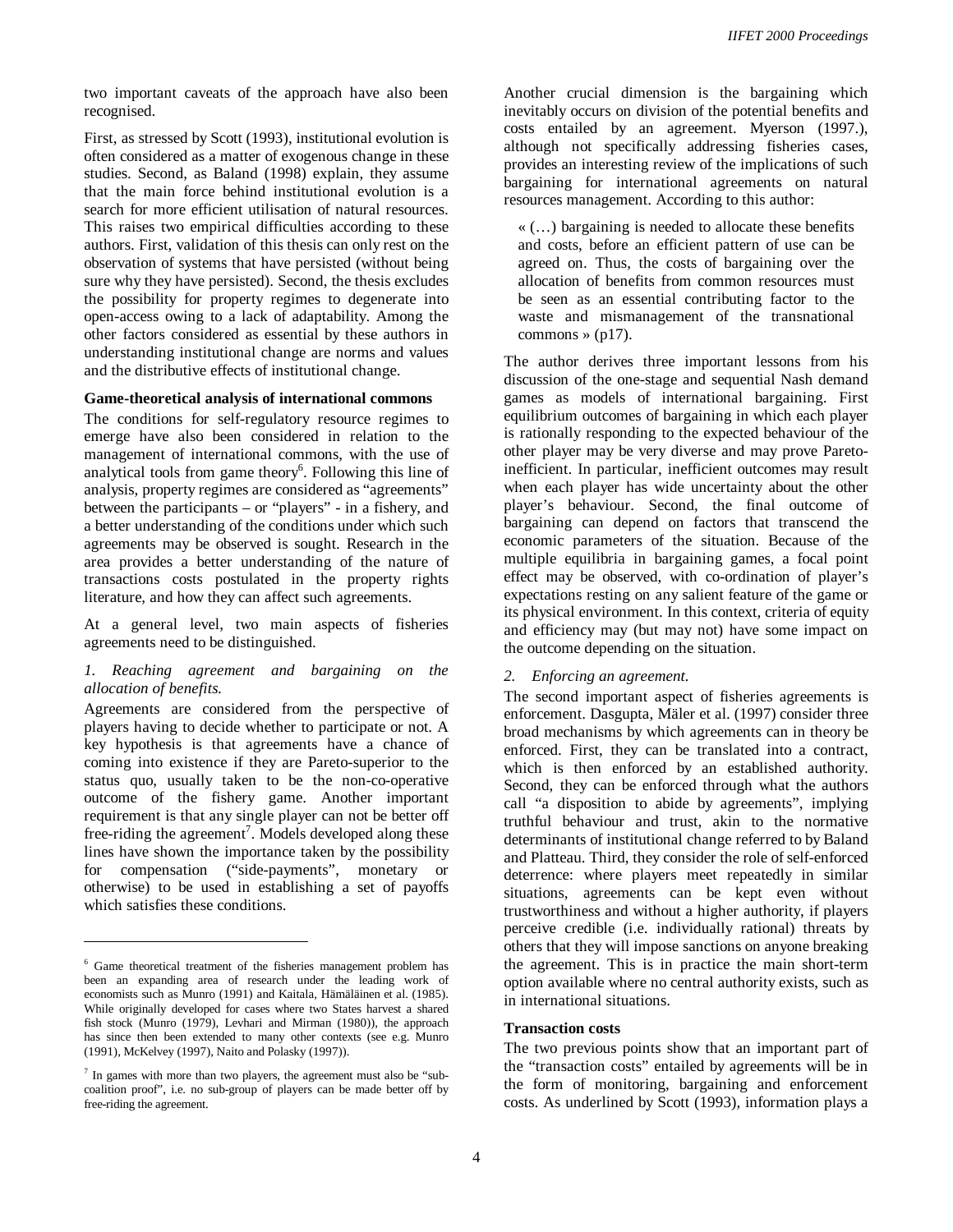two important caveats of the approach have also been recognised.

First, as stressed by Scott (1993), institutional evolution is often considered as a matter of exogenous change in these studies. Second, as Baland (1998) explain, they assume that the main force behind institutional evolution is a search for more efficient utilisation of natural resources. This raises two empirical difficulties according to these authors. First, validation of this thesis can only rest on the observation of systems that have persisted (without being sure why they have persisted). Second, the thesis excludes the possibility for property regimes to degenerate into open-access owing to a lack of adaptability. Among the other factors considered as essential by these authors in understanding institutional change are norms and values and the distributive effects of institutional change.

**Game-theoretical analysis of international commons**

The conditions for self-regulatory resource regimes to emerge have also been considered in relation to the management of international commons, with the use of analytical tools from game theory[6]. Following this line of analysis, property regimes are considered as "agreements" between the participants – or "players" - in a fishery, and a better understanding of the conditions under which such agreements may be observed is sought. Research in the area provides a better understanding of the nature of transactions costs postulated in the property rights literature, and how they can affect such agreements.

At a general level, two main aspects of fisheries agreements need to be distinguished.

*1. Reaching agreement and bargaining on the allocation of benefits.*

Agreements are considered from the perspective of players having to decide whether to participate or not. A key hypothesis is that agreements have a chance of coming into existence if they are Pareto-superior to the status quo, usually taken to be the non-co-operative outcome of the fishery game. Another important requirement is that any single player can not be better off free-riding the agreement[7]. Models developed along these lines have shown the importance taken by the possibility for compensation ("side-payments", monetary or otherwise) to be used in establishing a set of payoffs which satisfies these conditions.

Another crucial dimension is the bargaining which inevitably occurs on division of the potential benefits and costs entailed by an agreement. Myerson (1997.), although not specifically addressing fisheries cases, provides an interesting review of the implications of such bargaining for international agreements on natural resources management. According to this author:

> « (…) bargaining is needed to allocate these benefits and costs, before an efficient pattern of use can be agreed on. Thus, the costs of bargaining over the allocation of benefits from common resources must be seen as an essential contributing factor to the waste and mismanagement of the transnational commons » (p17).

The author derives three important lessons from his discussion of the one-stage and sequential Nash demand games as models of international bargaining. First equilibrium outcomes of bargaining in which each player is rationally responding to the expected behaviour of the other player may be very diverse and may prove Pareto-inefficient. In particular, inefficient outcomes may result when each player has wide uncertainty about the other player's behaviour. Second, the final outcome of bargaining can depend on factors that transcend the economic parameters of the situation. Because of the multiple equilibria in bargaining games, a focal point effect may be observed, with co-ordination of player's expectations resting on any salient feature of the game or its physical environment. In this context, criteria of equity and efficiency may (but may not) have some impact on the outcome depending on the situation.

*2. Enforcing an agreement.*

The second important aspect of fisheries agreements is enforcement. Dasgupta, Mäler et al. (1997) consider three broad mechanisms by which agreements can in theory be enforced. First, they can be translated into a contract, which is then enforced by an established authority. Second, they can be enforced through what the authors call "a disposition to abide by agreements", implying truthful behaviour and trust, akin to the normative determinants of institutional change referred to by Baland and Platteau. Third, they consider the role of self-enforced deterrence: where players meet repeatedly in similar situations, agreements can be kept even without trustworthiness and without a higher authority, if players perceive credible (i.e. individually rational) threats by others that they will impose sanctions on anyone breaking the agreement. This is in practice the main short-term option available where no central authority exists, such as in international situations.

**Transaction costs**

The two previous points show that an important part of the "transaction costs" entailed by agreements will be in the form of monitoring, bargaining and enforcement costs. As underlined by Scott (1993), information plays a

---

[6] Game theoretical treatment of the fisheries management problem has been an expanding area of research under the leading work of economists such as Munro (1991) and Kaitala, Hämäläinen et al. (1985). While originally developed for cases where two States harvest a shared fish stock (Munro (1979), Levhari and Mirman (1980)), the approach has since then been extended to many other contexts (see e.g. Munro (1991), McKelvey (1997), Naito and Polasky (1997)).

[7] In games with more than two players, the agreement must also be "sub-coalition proof", i.e. no sub-group of players can be made better off by free-riding the agreement.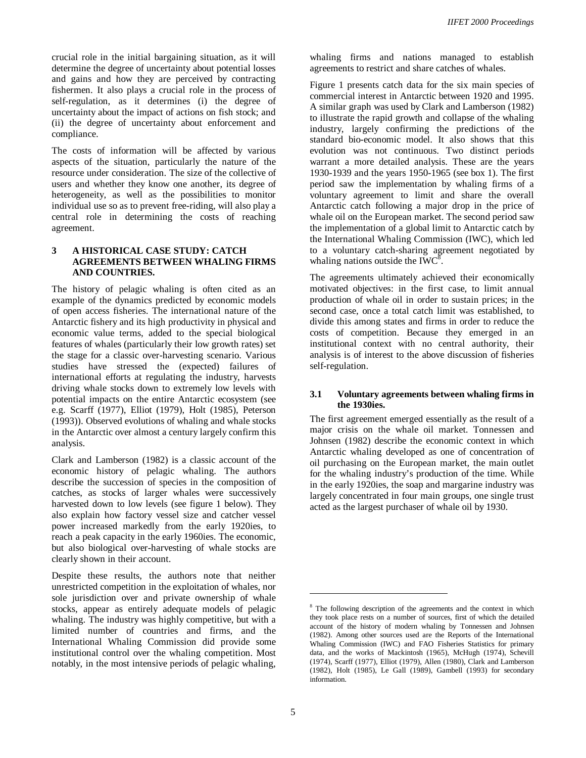crucial role in the initial bargaining situation, as it will determine the degree of uncertainty about potential losses and gains and how they are perceived by contracting fishermen. It also plays a crucial role in the process of self-regulation, as it determines (i) the degree of uncertainty about the impact of actions on fish stock; and (ii) the degree of uncertainty about enforcement and compliance.

The costs of information will be affected by various aspects of the situation, particularly the nature of the resource under consideration. The size of the collective of users and whether they know one another, its degree of heterogeneity, as well as the possibilities to monitor individual use so as to prevent free-riding, will also play a central role in determining the costs of reaching agreement.

## 3 A HISTORICAL CASE STUDY: CATCH AGREEMENTS BETWEEN WHALING FIRMS AND COUNTRIES.

The history of pelagic whaling is often cited as an example of the dynamics predicted by economic models of open access fisheries. The international nature of the Antarctic fishery and its high productivity in physical and economic value terms, added to the special biological features of whales (particularly their low growth rates) set the stage for a classic over-harvesting scenario. Various studies have stressed the (expected) failures of international efforts at regulating the industry, harvests driving whale stocks down to extremely low levels with potential impacts on the entire Antarctic ecosystem (see e.g. Scarff (1977), Elliot (1979), Holt (1985), Peterson (1993)). Observed evolutions of whaling and whale stocks in the Antarctic over almost a century largely confirm this analysis.

Clark and Lamberson (1982) is a classic account of the economic history of pelagic whaling. The authors describe the succession of species in the composition of catches, as stocks of larger whales were successively harvested down to low levels (see figure 1 below). They also explain how factory vessel size and catcher vessel power increased markedly from the early 1920ies, to reach a peak capacity in the early 1960ies. The economic, but also biological over-harvesting of whale stocks are clearly shown in their account.

Despite these results, the authors note that neither unrestricted competition in the exploitation of whales, nor sole jurisdiction over and private ownership of whale stocks, appear as entirely adequate models of pelagic whaling. The industry was highly competitive, but with a limited number of countries and firms, and the International Whaling Commission did provide some institutional control over the whaling competition. Most notably, in the most intensive periods of pelagic whaling, whaling firms and nations managed to establish agreements to restrict and share catches of whales.

Figure 1 presents catch data for the six main species of commercial interest in Antarctic between 1920 and 1995. A similar graph was used by Clark and Lamberson (1982) to illustrate the rapid growth and collapse of the whaling industry, largely confirming the predictions of the standard bio-economic model. It also shows that this evolution was not continuous. Two distinct periods warrant a more detailed analysis. These are the years 1930-1939 and the years 1950-1965 (see box 1). The first period saw the implementation by whaling firms of a voluntary agreement to limit and share the overall Antarctic catch following a major drop in the price of whale oil on the European market. The second period saw the implementation of a global limit to Antarctic catch by the International Whaling Commission (IWC), which led to a voluntary catch-sharing agreement negotiated by whaling nations outside the IWC[8].

The agreements ultimately achieved their economically motivated objectives: in the first case, to limit annual production of whale oil in order to sustain prices; in the second case, once a total catch limit was established, to divide this among states and firms in order to reduce the costs of competition. Because they emerged in an institutional context with no central authority, their analysis is of interest to the above discussion of fisheries self-regulation.

### 3.1 Voluntary agreements between whaling firms in the 1930ies.

The first agreement emerged essentially as the result of a major crisis on the whale oil market. Tonnessen and Johnsen (1982) describe the economic context in which Antarctic whaling developed as one of concentration of oil purchasing on the European market, the main outlet for the whaling industry's production of the time. While in the early 1920ies, the soap and margarine industry was largely concentrated in four main groups, one single trust acted as the largest purchaser of whale oil by 1930.

---

[8] The following description of the agreements and the context in which they took place rests on a number of sources, first of which the detailed account of the history of modern whaling by Tonnessen and Johnsen (1982). Among other sources used are the Reports of the International Whaling Commission (IWC) and FAO Fisheries Statistics for primary data, and the works of Mackintosh (1965), McHugh (1974), Schevill (1974), Scarff (1977), Elliot (1979), Allen (1980), Clark and Lamberson (1982), Holt (1985), Le Gall (1989), Gambell (1993) for secondary information.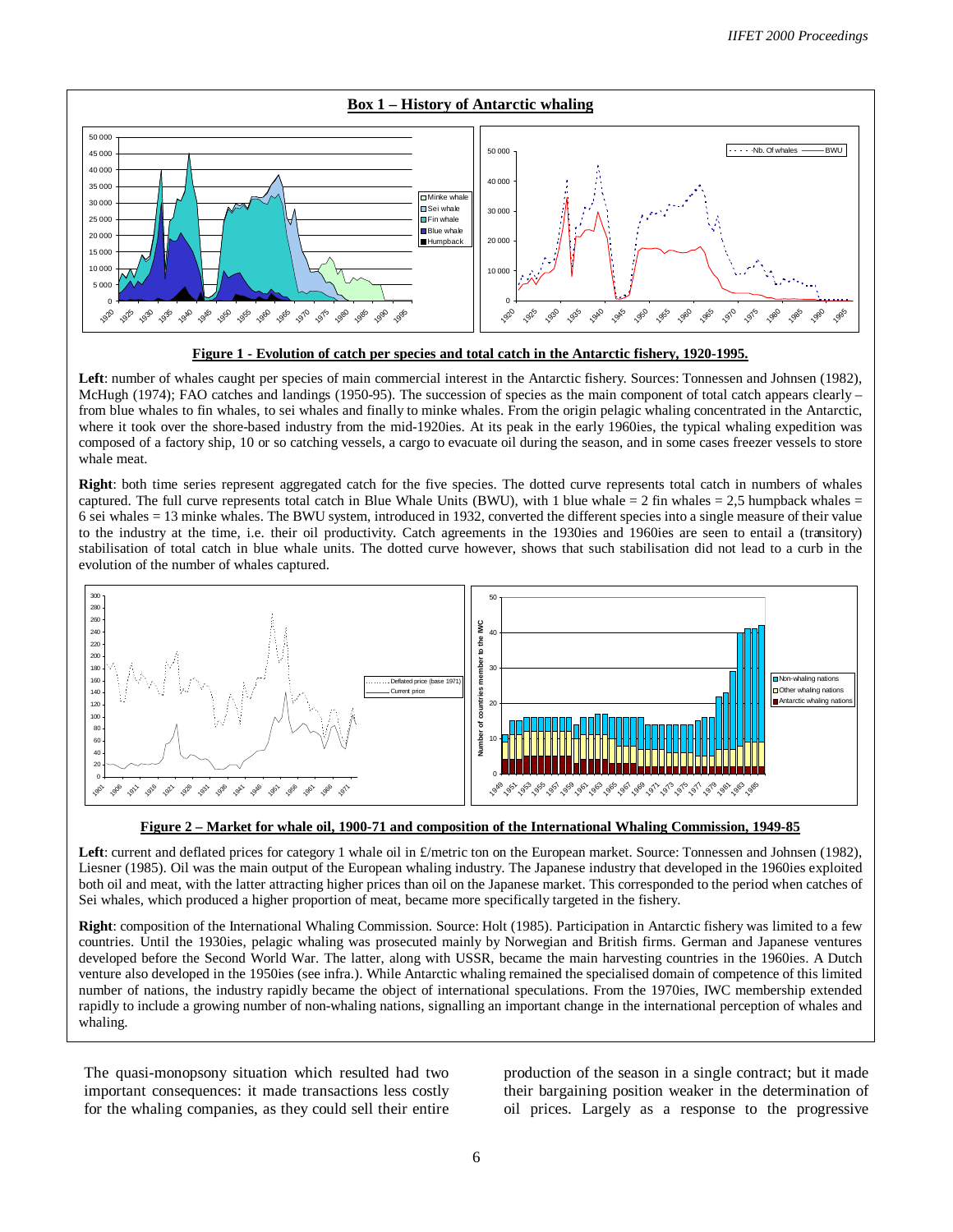## Box 1 – History of Antarctic whaling

**Figure 1 - Evolution of catch per species and total catch in the Antarctic fishery, 1920-1995.**

**Left**: number of whales caught per species of main commercial interest in the Antarctic fishery. Sources: Tonnessen and Johnsen (1982), McHugh (1974); FAO catches and landings (1950-95). The succession of species as the main component of total catch appears clearly – from blue whales to fin whales, to sei whales and finally to minke whales. From the origin pelagic whaling concentrated in the Antarctic, where it took over the shore-based industry from the mid-1920ies. At its peak in the early 1960ies, the typical whaling expedition was composed of a factory ship, 10 or so catching vessels, a cargo to evacuate oil during the season, and in some cases freezer vessels to store whale meat.

**Right**: both time series represent aggregated catch for the five species. The dotted curve represents total catch in numbers of whales captured. The full curve represents total catch in Blue Whale Units (BWU), with 1 blue whale = 2 fin whales = 2,5 humpback whales = 6 sei whales = 13 minke whales. The BWU system, introduced in 1932, converted the different species into a single measure of their value to the industry at the time, i.e. their oil productivity. Catch agreements in the 1930ies and 1960ies are seen to entail a (transitory) stabilisation of total catch in blue whale units. The dotted curve however, shows that such stabilisation did not lead to a curb in the evolution of the number of whales captured.

**Figure 2 – Market for whale oil, 1900-71 and composition of the International Whaling Commission, 1949-85**

**Left**: current and deflated prices for category 1 whale oil in £/metric ton on the European market. Source: Tonnessen and Johnsen (1982), Liesner (1985). Oil was the main output of the European whaling industry. The Japanese industry that developed in the 1960ies exploited both oil and meat, with the latter attracting higher prices than oil on the Japanese market. This corresponded to the period when catches of Sei whales, which produced a higher proportion of meat, became more specifically targeted in the fishery.

**Right**: composition of the International Whaling Commission. Source: Holt (1985). Participation in Antarctic fishery was limited to a few countries. Until the 1930ies, pelagic whaling was prosecuted mainly by Norwegian and British firms. German and Japanese ventures developed before the Second World War. The latter, along with USSR, became the main harvesting countries in the 1960ies. A Dutch venture also developed in the 1950ies (see infra.). While Antarctic whaling remained the specialised domain of competence of this limited number of nations, the industry rapidly became the object of international speculations. From the 1970ies, IWC membership extended rapidly to include a growing number of non-whaling nations, signalling an important change in the international perception of whales and whaling.

The quasi-monopsony situation which resulted had two important consequences: it made transactions less costly for the whaling companies, as they could sell their entire production of the season in a single contract; but it made their bargaining position weaker in the determination of oil prices. Largely as a response to the progressive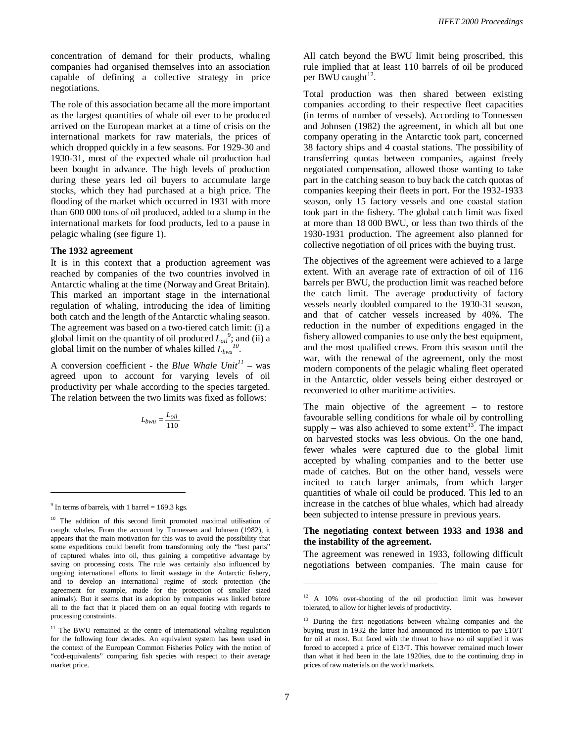concentration of demand for their products, whaling companies had organised themselves into an association capable of defining a collective strategy in price negotiations.

The role of this association became all the more important as the largest quantities of whale oil ever to be produced arrived on the European market at a time of crisis on the international markets for raw materials, the prices of which dropped quickly in a few seasons. For 1929-30 and 1930-31, most of the expected whale oil production had been bought in advance. The high levels of production during these years led oil buyers to accumulate large stocks, which they had purchased at a high price. The flooding of the market which occurred in 1931 with more than 600 000 tons of oil produced, added to a slump in the international markets for food products, led to a pause in pelagic whaling (see figure 1).

**The 1932 agreement**

It is in this context that a production agreement was reached by companies of the two countries involved in Antarctic whaling at the time (Norway and Great Britain). This marked an important stage in the international regulation of whaling, introducing the idea of limiting both catch and the length of the Antarctic whaling season. The agreement was based on a two-tiered catch limit: (i) a global limit on the quantity of oil produced $L_{oil}$[9]; and (ii) a global limit on the number of whales killed $L_{bwu}$[10].

A conversion coefficient - the *Blue Whale Unit*[11] – was agreed upon to account for varying levels of oil productivity per whale according to the species targeted. The relation between the two limits was fixed as follows:

$$L_{bwu} = \frac{L_{oil}}{110}$$

All catch beyond the BWU limit being proscribed, this rule implied that at least 110 barrels of oil be produced per BWU caught[12].

Total production was then shared between existing companies according to their respective fleet capacities (in terms of number of vessels). According to Tonnessen and Johnsen (1982) the agreement, in which all but one company operating in the Antarctic took part, concerned 38 factory ships and 4 coastal stations. The possibility of transferring quotas between companies, against freely negotiated compensation, allowed those wanting to take part in the catching season to buy back the catch quotas of companies keeping their fleets in port. For the 1932-1933 season, only 15 factory vessels and one coastal station took part in the fishery. The global catch limit was fixed at more than 18 000 BWU, or less than two thirds of the 1930-1931 production. The agreement also planned for collective negotiation of oil prices with the buying trust.

The objectives of the agreement were achieved to a large extent. With an average rate of extraction of oil of 116 barrels per BWU, the production limit was reached before the catch limit. The average productivity of factory vessels nearly doubled compared to the 1930-31 season, and that of catcher vessels increased by 40%. The reduction in the number of expeditions engaged in the fishery allowed companies to use only the best equipment, and the most qualified crews. From this season until the war, with the renewal of the agreement, only the most modern components of the pelagic whaling fleet operated in the Antarctic, older vessels being either destroyed or reconverted to other maritime activities.

The main objective of the agreement – to restore favourable selling conditions for whale oil by controlling supply – was also achieved to some extent[13]. The impact on harvested stocks was less obvious. On the one hand, fewer whales were captured due to the global limit accepted by whaling companies and to the better use made of catches. But on the other hand, vessels were incited to catch larger animals, from which larger quantities of whale oil could be produced. This led to an increase in the catches of blue whales, which had already been subjected to intense pressure in previous years.

**The negotiating context between 1933 and 1938 and the instability of the agreement.**

The agreement was renewed in 1933, following difficult negotiations between companies. The main cause for

---

[9] In terms of barrels, with 1 barrel = 169.3 kgs.

[10] The addition of this second limit promoted maximal utilisation of caught whales. From the account by Tonnessen and Johnsen (1982), it appears that the main motivation for this was to avoid the possibility that some expeditions could benefit from transforming only the "best parts" of captured whales into oil, thus gaining a competitive advantage by saving on processing costs. The rule was certainly also influenced by ongoing international efforts to limit wastage in the Antarctic fishery, and to develop an international regime of stock protection (the agreement for example, made for the protection of smaller sized animals). But it seems that its adoption by companies was linked before all to the fact that it placed them on an equal footing with regards to processing constraints.

[11] The BWU remained at the centre of international whaling regulation for the following four decades. An equivalent system has been used in the context of the European Common Fisheries Policy with the notion of "cod-equivalents" comparing fish species with respect to their average market price.

[12] A 10% over-shooting of the oil production limit was however tolerated, to allow for higher levels of productivity.

[13] During the first negotiations between whaling companies and the buying trust in 1932 the latter had announced its intention to pay £10/T for oil at most. But faced with the threat to have no oil supplied it was forced to accepted a price of £13/T. This however remained much lower than what it had been in the late 1920ies, due to the continuing drop in prices of raw materials on the world markets.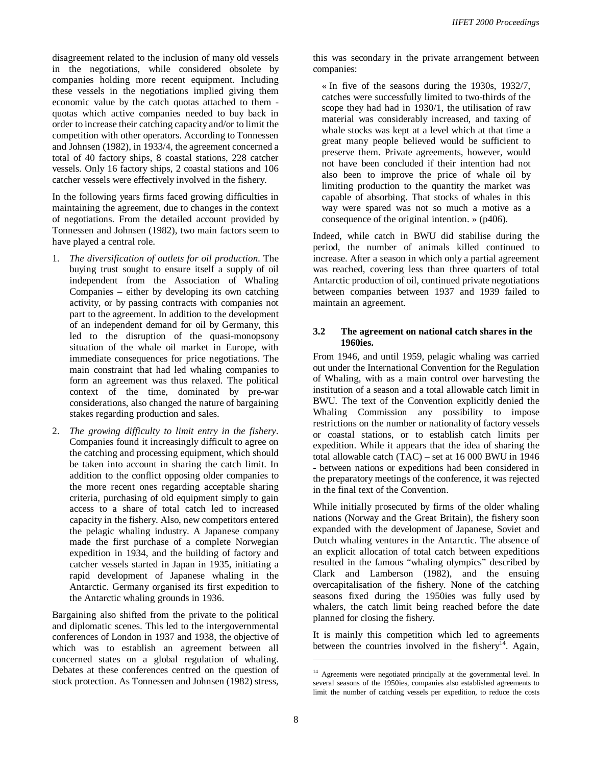disagreement related to the inclusion of many old vessels in the negotiations, while considered obsolete by companies holding more recent equipment. Including these vessels in the negotiations implied giving them economic value by the catch quotas attached to them - quotas which active companies needed to buy back in order to increase their catching capacity and/or to limit the competition with other operators. According to Tonnessen and Johnsen (1982), in 1933/4, the agreement concerned a total of 40 factory ships, 8 coastal stations, 228 catcher vessels. Only 16 factory ships, 2 coastal stations and 106 catcher vessels were effectively involved in the fishery.

In the following years firms faced growing difficulties in maintaining the agreement, due to changes in the context of negotiations. From the detailed account provided by Tonnessen and Johnsen (1982), two main factors seem to have played a central role.

1. *The diversification of outlets for oil production.* The buying trust sought to ensure itself a supply of oil independent from the Association of Whaling Companies – either by developing its own catching activity, or by passing contracts with companies not part to the agreement. In addition to the development of an independent demand for oil by Germany, this led to the disruption of the quasi-monopsony situation of the whale oil market in Europe, with immediate consequences for price negotiations. The main constraint that had led whaling companies to form an agreement was thus relaxed. The political context of the time, dominated by pre-war considerations, also changed the nature of bargaining stakes regarding production and sales.
2. *The growing difficulty to limit entry in the fishery*. Companies found it increasingly difficult to agree on the catching and processing equipment, which should be taken into account in sharing the catch limit. In addition to the conflict opposing older companies to the more recent ones regarding acceptable sharing criteria, purchasing of old equipment simply to gain access to a share of total catch led to increased capacity in the fishery. Also, new competitors entered the pelagic whaling industry. A Japanese company made the first purchase of a complete Norwegian expedition in 1934, and the building of factory and catcher vessels started in Japan in 1935, initiating a rapid development of Japanese whaling in the Antarctic. Germany organised its first expedition to the Antarctic whaling grounds in 1936.

Bargaining also shifted from the private to the political and diplomatic scenes. This led to the intergovernmental conferences of London in 1937 and 1938, the objective of which was to establish an agreement between all concerned states on a global regulation of whaling. Debates at these conferences centred on the question of stock protection. As Tonnessen and Johnsen (1982) stress, this was secondary in the private arrangement between companies:

> « In five of the seasons during the 1930s, 1932/7, catches were successfully limited to two-thirds of the scope they had had in 1930/1, the utilisation of raw material was considerably increased, and taxing of whale stocks was kept at a level which at that time a great many people believed would be sufficient to preserve them. Private agreements, however, would not have been concluded if their intention had not also been to improve the price of whale oil by limiting production to the quantity the market was capable of absorbing. That stocks of whales in this way were spared was not so much a motive as a consequence of the original intention. » (p406).

Indeed, while catch in BWU did stabilise during the period, the number of animals killed continued to increase. After a season in which only a partial agreement was reached, covering less than three quarters of total Antarctic production of oil, continued private negotiations between companies between 1937 and 1939 failed to maintain an agreement.

### 3.2 The agreement on national catch shares in the 1960ies.

From 1946, and until 1959, pelagic whaling was carried out under the International Convention for the Regulation of Whaling, with as a main control over harvesting the institution of a season and a total allowable catch limit in BWU. The text of the Convention explicitly denied the Whaling Commission any possibility to impose restrictions on the number or nationality of factory vessels or coastal stations, or to establish catch limits per expedition. While it appears that the idea of sharing the total allowable catch (TAC) – set at 16 000 BWU in 1946 - between nations or expeditions had been considered in the preparatory meetings of the conference, it was rejected in the final text of the Convention.

While initially prosecuted by firms of the older whaling nations (Norway and the Great Britain), the fishery soon expanded with the development of Japanese, Soviet and Dutch whaling ventures in the Antarctic. The absence of an explicit allocation of total catch between expeditions resulted in the famous "whaling olympics" described by Clark and Lamberson (1982), and the ensuing overcapitalisation of the fishery. None of the catching seasons fixed during the 1950ies was fully used by whalers, the catch limit being reached before the date planned for closing the fishery.

It is mainly this competition which led to agreements between the countries involved in the fishery[14]. Again,

[14] Agreements were negotiated principally at the governmental level. In several seasons of the 1950ies, companies also established agreements to limit the number of catching vessels per expedition, to reduce the costs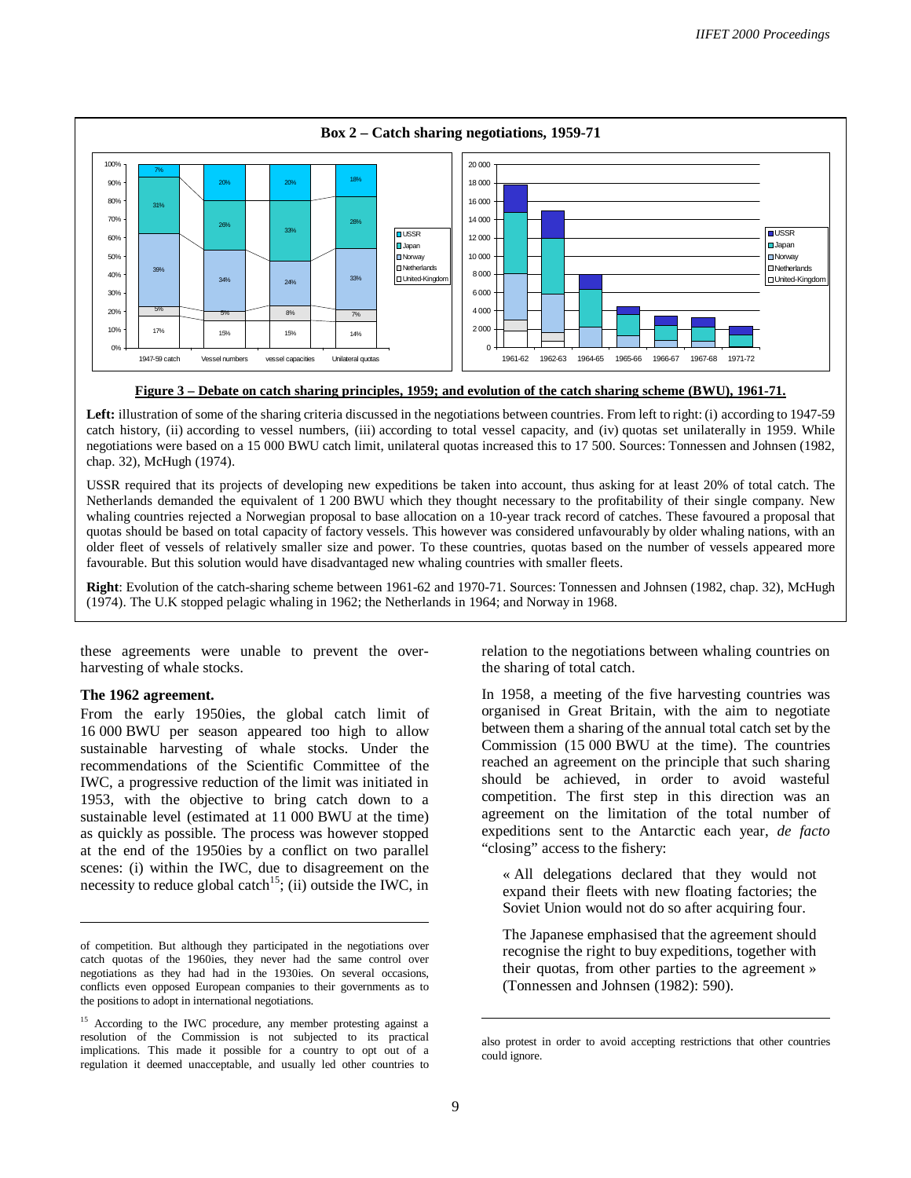**Box 2 – Catch sharing negotiations, 1959-71**

**Figure 3 – Debate on catch sharing principles, 1959; and evolution of the catch sharing scheme (BWU), 1961-71.**

**Left:** illustration of some of the sharing criteria discussed in the negotiations between countries. From left to right: (i) according to 1947-59 catch history, (ii) according to vessel numbers, (iii) according to total vessel capacity, and (iv) quotas set unilaterally in 1959. While negotiations were based on a 15 000 BWU catch limit, unilateral quotas increased this to 17 500. Sources: Tonnessen and Johnsen (1982, chap. 32), McHugh (1974).

USSR required that its projects of developing new expeditions be taken into account, thus asking for at least 20% of total catch. The Netherlands demanded the equivalent of 1 200 BWU which they thought necessary to the profitability of their single company. New whaling countries rejected a Norwegian proposal to base allocation on a 10-year track record of catches. These favoured a proposal that quotas should be based on total capacity of factory vessels. This however was considered unfavourably by older whaling nations, with an older fleet of vessels of relatively smaller size and power. To these countries, quotas based on the number of vessels appeared more favourable. But this solution would have disadvantaged new whaling countries with smaller fleets.

**Right**: Evolution of the catch-sharing scheme between 1961-62 and 1970-71. Sources: Tonnessen and Johnsen (1982, chap. 32), McHugh (1974). The U.K stopped pelagic whaling in 1962; the Netherlands in 1964; and Norway in 1968.

these agreements were unable to prevent the over-harvesting of whale stocks.

**The 1962 agreement.**

From the early 1950ies, the global catch limit of 16 000 BWU per season appeared too high to allow sustainable harvesting of whale stocks. Under the recommendations of the Scientific Committee of the IWC, a progressive reduction of the limit was initiated in 1953, with the objective to bring catch down to a sustainable level (estimated at 11 000 BWU at the time) as quickly as possible. The process was however stopped at the end of the 1950ies by a conflict on two parallel scenes: (i) within the IWC, due to disagreement on the necessity to reduce global catch[15]; (ii) outside the IWC, in relation to the negotiations between whaling countries on the sharing of total catch.

In 1958, a meeting of the five harvesting countries was organised in Great Britain, with the aim to negotiate between them a sharing of the annual total catch set by the Commission (15 000 BWU at the time). The countries reached an agreement on the principle that such sharing should be achieved, in order to avoid wasteful competition. The first step in this direction was an agreement on the limitation of the total number of expeditions sent to the Antarctic each year, *de facto* "closing" access to the fishery:

> « All delegations declared that they would not expand their fleets with new floating factories; the Soviet Union would not do so after acquiring four.
>
> The Japanese emphasised that the agreement should recognise the right to buy expeditions, together with their quotas, from other parties to the agreement » (Tonnessen and Johnsen (1982): 590).

---

of competition. But although they participated in the negotiations over catch quotas of the 1960ies, they never had the same control over negotiations as they had had in the 1930ies. On several occasions, conflicts even opposed European companies to their governments as to the positions to adopt in international negotiations.

[15] According to the IWC procedure, any member protesting against a resolution of the Commission is not subjected to its practical implications. This made it possible for a country to opt out of a regulation it deemed unacceptable, and usually led other countries to also protest in order to avoid accepting restrictions that other countries could ignore.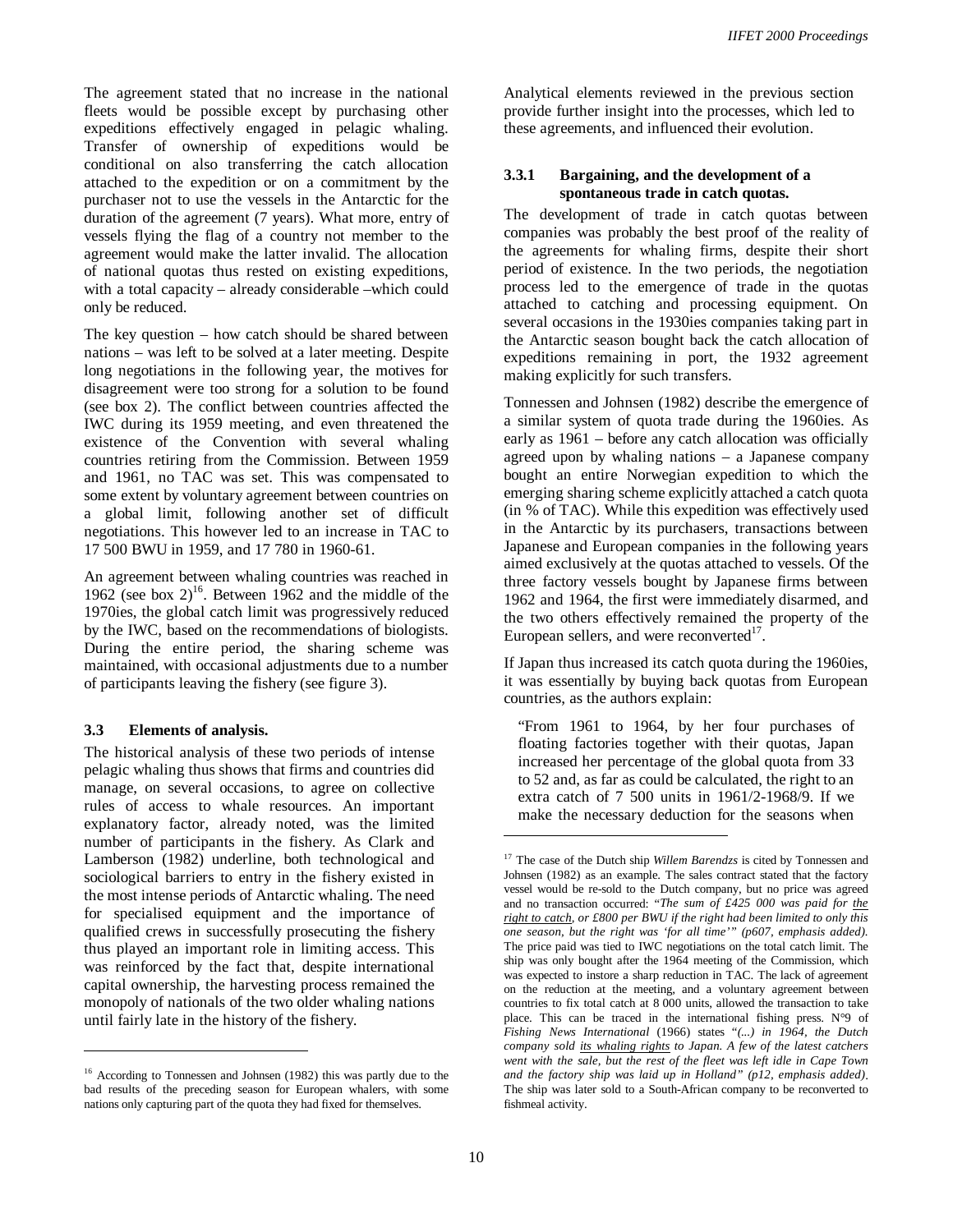The agreement stated that no increase in the national fleets would be possible except by purchasing other expeditions effectively engaged in pelagic whaling. Transfer of ownership of expeditions would be conditional on also transferring the catch allocation attached to the expedition or on a commitment by the purchaser not to use the vessels in the Antarctic for the duration of the agreement (7 years). What more, entry of vessels flying the flag of a country not member to the agreement would make the latter invalid. The allocation of national quotas thus rested on existing expeditions, with a total capacity – already considerable –which could only be reduced.

The key question – how catch should be shared between nations – was left to be solved at a later meeting. Despite long negotiations in the following year, the motives for disagreement were too strong for a solution to be found (see box 2). The conflict between countries affected the IWC during its 1959 meeting, and even threatened the existence of the Convention with several whaling countries retiring from the Commission. Between 1959 and 1961, no TAC was set. This was compensated to some extent by voluntary agreement between countries on a global limit, following another set of difficult negotiations. This however led to an increase in TAC to 17 500 BWU in 1959, and 17 780 in 1960-61.

An agreement between whaling countries was reached in 1962 (see box 2)[16]. Between 1962 and the middle of the 1970ies, the global catch limit was progressively reduced by the IWC, based on the recommendations of biologists. During the entire period, the sharing scheme was maintained, with occasional adjustments due to a number of participants leaving the fishery (see figure 3).

### 3.3 Elements of analysis.

The historical analysis of these two periods of intense pelagic whaling thus shows that firms and countries did manage, on several occasions, to agree on collective rules of access to whale resources. An important explanatory factor, already noted, was the limited number of participants in the fishery. As Clark and Lamberson (1982) underline, both technological and sociological barriers to entry in the fishery existed in the most intense periods of Antarctic whaling. The need for specialised equipment and the importance of qualified crews in successfully prosecuting the fishery thus played an important role in limiting access. This was reinforced by the fact that, despite international capital ownership, the harvesting process remained the monopoly of nationals of the two older whaling nations until fairly late in the history of the fishery.

Analytical elements reviewed in the previous section provide further insight into the processes, which led to these agreements, and influenced their evolution.

#### 3.3.1 Bargaining, and the development of a spontaneous trade in catch quotas.

The development of trade in catch quotas between companies was probably the best proof of the reality of the agreements for whaling firms, despite their short period of existence. In the two periods, the negotiation process led to the emergence of trade in the quotas attached to catching and processing equipment. On several occasions in the 1930ies companies taking part in the Antarctic season bought back the catch allocation of expeditions remaining in port, the 1932 agreement making explicitly for such transfers.

Tonnessen and Johnsen (1982) describe the emergence of a similar system of quota trade during the 1960ies. As early as 1961 – before any catch allocation was officially agreed upon by whaling nations – a Japanese company bought an entire Norwegian expedition to which the emerging sharing scheme explicitly attached a catch quota (in % of TAC). While this expedition was effectively used in the Antarctic by its purchasers, transactions between Japanese and European companies in the following years aimed exclusively at the quotas attached to vessels. Of the three factory vessels bought by Japanese firms between 1962 and 1964, the first were immediately disarmed, and the two others effectively remained the property of the European sellers, and were reconverted[17].

If Japan thus increased its catch quota during the 1960ies, it was essentially by buying back quotas from European countries, as the authors explain:

> "From 1961 to 1964, by her four purchases of floating factories together with their quotas, Japan increased her percentage of the global quota from 33 to 52 and, as far as could be calculated, the right to an extra catch of 7 500 units in 1961/2-1968/9. If we make the necessary deduction for the seasons when

---

[16] According to Tonnessen and Johnsen (1982) this was partly due to the bad results of the preceding season for European whalers, with some nations only capturing part of the quota they had fixed for themselves.

[17] The case of the Dutch ship *Willem Barendzs* is cited by Tonnessen and Johnsen (1982) as an example. The sales contract stated that the factory vessel would be re-sold to the Dutch company, but no price was agreed and no transaction occurred: *"The sum of £425 000 was paid for the right to catch, or £800 per BWU if the right had been limited to only this one season, but the right was 'for all time'" (p607, emphasis added).* The price paid was tied to IWC negotiations on the total catch limit. The ship was only bought after the 1964 meeting of the Commission, which was expected to instore a sharp reduction in TAC. The lack of agreement on the reduction at the meeting, and a voluntary agreement between countries to fix total catch at 8 000 units, allowed the transaction to take place. This can be traced in the international fishing press. N°9 of *Fishing News International* (1966) states *"(...) in 1964, the Dutch company sold its whaling rights to Japan. A few of the latest catchers went with the sale, but the rest of the fleet was left idle in Cape Town and the factory ship was laid up in Holland" (p12, emphasis added)*. The ship was later sold to a South-African company to be reconverted to fishmeal activity.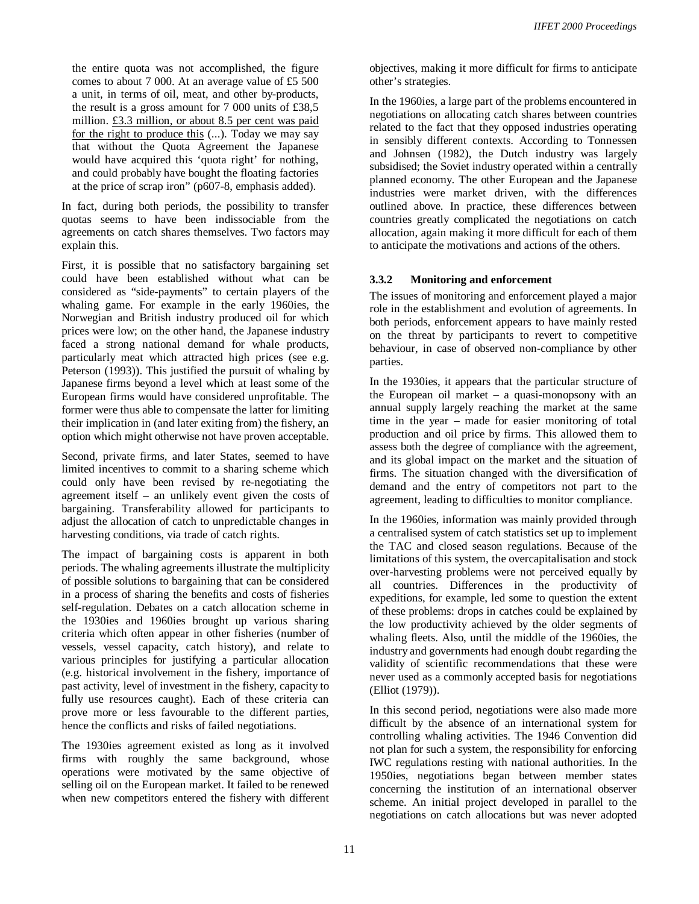the entire quota was not accomplished, the figure comes to about 7 000. At an average value of £5 500 a unit, in terms of oil, meat, and other by-products, the result is a gross amount for 7 000 units of £38,5 million. £3.3 million, or about 8.5 per cent was paid for the right to produce this (...). Today we may say that without the Quota Agreement the Japanese would have acquired this 'quota right' for nothing, and could probably have bought the floating factories at the price of scrap iron" (p607-8, emphasis added).

In fact, during both periods, the possibility to transfer quotas seems to have been indissociable from the agreements on catch shares themselves. Two factors may explain this.

First, it is possible that no satisfactory bargaining set could have been established without what can be considered as "side-payments" to certain players of the whaling game. For example in the early 1960ies, the Norwegian and British industry produced oil for which prices were low; on the other hand, the Japanese industry faced a strong national demand for whale products, particularly meat which attracted high prices (see e.g. Peterson (1993)). This justified the pursuit of whaling by Japanese firms beyond a level which at least some of the European firms would have considered unprofitable. The former were thus able to compensate the latter for limiting their implication in (and later exiting from) the fishery, an option which might otherwise not have proven acceptable.

Second, private firms, and later States, seemed to have limited incentives to commit to a sharing scheme which could only have been revised by re-negotiating the agreement itself – an unlikely event given the costs of bargaining. Transferability allowed for participants to adjust the allocation of catch to unpredictable changes in harvesting conditions, via trade of catch rights.

The impact of bargaining costs is apparent in both periods. The whaling agreements illustrate the multiplicity of possible solutions to bargaining that can be considered in a process of sharing the benefits and costs of fisheries self-regulation. Debates on a catch allocation scheme in the 1930ies and 1960ies brought up various sharing criteria which often appear in other fisheries (number of vessels, vessel capacity, catch history), and relate to various principles for justifying a particular allocation (e.g. historical involvement in the fishery, importance of past activity, level of investment in the fishery, capacity to fully use resources caught). Each of these criteria can prove more or less favourable to the different parties, hence the conflicts and risks of failed negotiations.

The 1930ies agreement existed as long as it involved firms with roughly the same background, whose operations were motivated by the same objective of selling oil on the European market. It failed to be renewed when new competitors entered the fishery with different objectives, making it more difficult for firms to anticipate other's strategies.

In the 1960ies, a large part of the problems encountered in negotiations on allocating catch shares between countries related to the fact that they opposed industries operating in sensibly different contexts. According to Tonnessen and Johnsen (1982), the Dutch industry was largely subsidised; the Soviet industry operated within a centrally planned economy. The other European and the Japanese industries were market driven, with the differences outlined above. In practice, these differences between countries greatly complicated the negotiations on catch allocation, again making it more difficult for each of them to anticipate the motivations and actions of the others.

### 3.3.2 Monitoring and enforcement

The issues of monitoring and enforcement played a major role in the establishment and evolution of agreements. In both periods, enforcement appears to have mainly rested on the threat by participants to revert to competitive behaviour, in case of observed non-compliance by other parties.

In the 1930ies, it appears that the particular structure of the European oil market – a quasi-monopsony with an annual supply largely reaching the market at the same time in the year – made for easier monitoring of total production and oil price by firms. This allowed them to assess both the degree of compliance with the agreement, and its global impact on the market and the situation of firms. The situation changed with the diversification of demand and the entry of competitors not part to the agreement, leading to difficulties to monitor compliance.

In the 1960ies, information was mainly provided through a centralised system of catch statistics set up to implement the TAC and closed season regulations. Because of the limitations of this system, the overcapitalisation and stock over-harvesting problems were not perceived equally by all countries. Differences in the productivity of expeditions, for example, led some to question the extent of these problems: drops in catches could be explained by the low productivity achieved by the older segments of whaling fleets. Also, until the middle of the 1960ies, the industry and governments had enough doubt regarding the validity of scientific recommendations that these were never used as a commonly accepted basis for negotiations (Elliot (1979)).

In this second period, negotiations were also made more difficult by the absence of an international system for controlling whaling activities. The 1946 Convention did not plan for such a system, the responsibility for enforcing IWC regulations resting with national authorities. In the 1950ies, negotiations began between member states concerning the institution of an international observer scheme. An initial project developed in parallel to the negotiations on catch allocations but was never adopted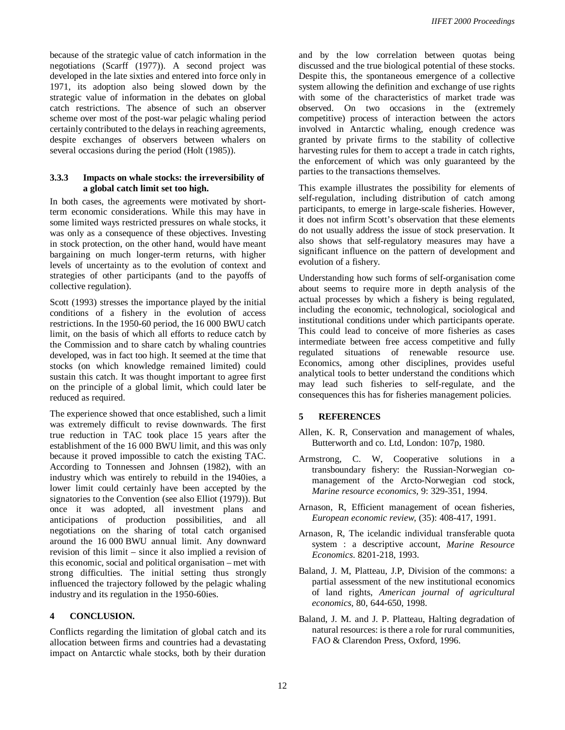because of the strategic value of catch information in the negotiations (Scarff (1977)). A second project was developed in the late sixties and entered into force only in 1971, its adoption also being slowed down by the strategic value of information in the debates on global catch restrictions. The absence of such an observer scheme over most of the post-war pelagic whaling period certainly contributed to the delays in reaching agreements, despite exchanges of observers between whalers on several occasions during the period (Holt (1985)).

### 3.3.3 Impacts on whale stocks: the irreversibility of a global catch limit set too high.

In both cases, the agreements were motivated by short-term economic considerations. While this may have in some limited ways restricted pressures on whale stocks, it was only as a consequence of these objectives. Investing in stock protection, on the other hand, would have meant bargaining on much longer-term returns, with higher levels of uncertainty as to the evolution of context and strategies of other participants (and to the payoffs of collective regulation).

Scott (1993) stresses the importance played by the initial conditions of a fishery in the evolution of access restrictions. In the 1950-60 period, the 16 000 BWU catch limit, on the basis of which all efforts to reduce catch by the Commission and to share catch by whaling countries developed, was in fact too high. It seemed at the time that stocks (on which knowledge remained limited) could sustain this catch. It was thought important to agree first on the principle of a global limit, which could later be reduced as required.

The experience showed that once established, such a limit was extremely difficult to revise downwards. The first true reduction in TAC took place 15 years after the establishment of the 16 000 BWU limit, and this was only because it proved impossible to catch the existing TAC. According to Tonnessen and Johnsen (1982), with an industry which was entirely to rebuild in the 1940ies, a lower limit could certainly have been accepted by the signatories to the Convention (see also Elliot (1979)). But once it was adopted, all investment plans and anticipations of production possibilities, and all negotiations on the sharing of total catch organised around the 16 000 BWU annual limit. Any downward revision of this limit – since it also implied a revision of this economic, social and political organisation – met with strong difficulties. The initial setting thus strongly influenced the trajectory followed by the pelagic whaling industry and its regulation in the 1950-60ies.

## 4 CONCLUSION.

Conflicts regarding the limitation of global catch and its allocation between firms and countries had a devastating impact on Antarctic whale stocks, both by their duration and by the low correlation between quotas being discussed and the true biological potential of these stocks. Despite this, the spontaneous emergence of a collective system allowing the definition and exchange of use rights with some of the characteristics of market trade was observed. On two occasions in the (extremely competitive) process of interaction between the actors involved in Antarctic whaling, enough credence was granted by private firms to the stability of collective harvesting rules for them to accept a trade in catch rights, the enforcement of which was only guaranteed by the parties to the transactions themselves.

This example illustrates the possibility for elements of self-regulation, including distribution of catch among participants, to emerge in large-scale fisheries. However, it does not infirm Scott's observation that these elements do not usually address the issue of stock preservation. It also shows that self-regulatory measures may have a significant influence on the pattern of development and evolution of a fishery.

Understanding how such forms of self-organisation come about seems to require more in depth analysis of the actual processes by which a fishery is being regulated, including the economic, technological, sociological and institutional conditions under which participants operate. This could lead to conceive of more fisheries as cases intermediate between free access competitive and fully regulated situations of renewable resource use. Economics, among other disciplines, provides useful analytical tools to better understand the conditions which may lead such fisheries to self-regulate, and the consequences this has for fisheries management policies.

## 5 REFERENCES

Allen, K. R, Conservation and management of whales, Butterworth and co. Ltd, London: 107p, 1980.

Armstrong, C. W, Cooperative solutions in a transboundary fishery: the Russian-Norwegian co-management of the Arcto-Norwegian cod stock, *Marine resource economics,* 9: 329-351, 1994.

Arnason, R, Efficient management of ocean fisheries, *European economic review,* (35): 408-417, 1991.

Arnason, R, The icelandic individual transferable quota system : a descriptive account, *Marine Resource Economics*. 8201-218, 1993.

Baland, J. M, Platteau, J.P, Division of the commons: a partial assessment of the new institutional economics of land rights, *American journal of agricultural economics,* 80, 644-650, 1998.

Baland, J. M. and J. P. Platteau, Halting degradation of natural resources: is there a role for rural communities, FAO & Clarendon Press, Oxford, 1996.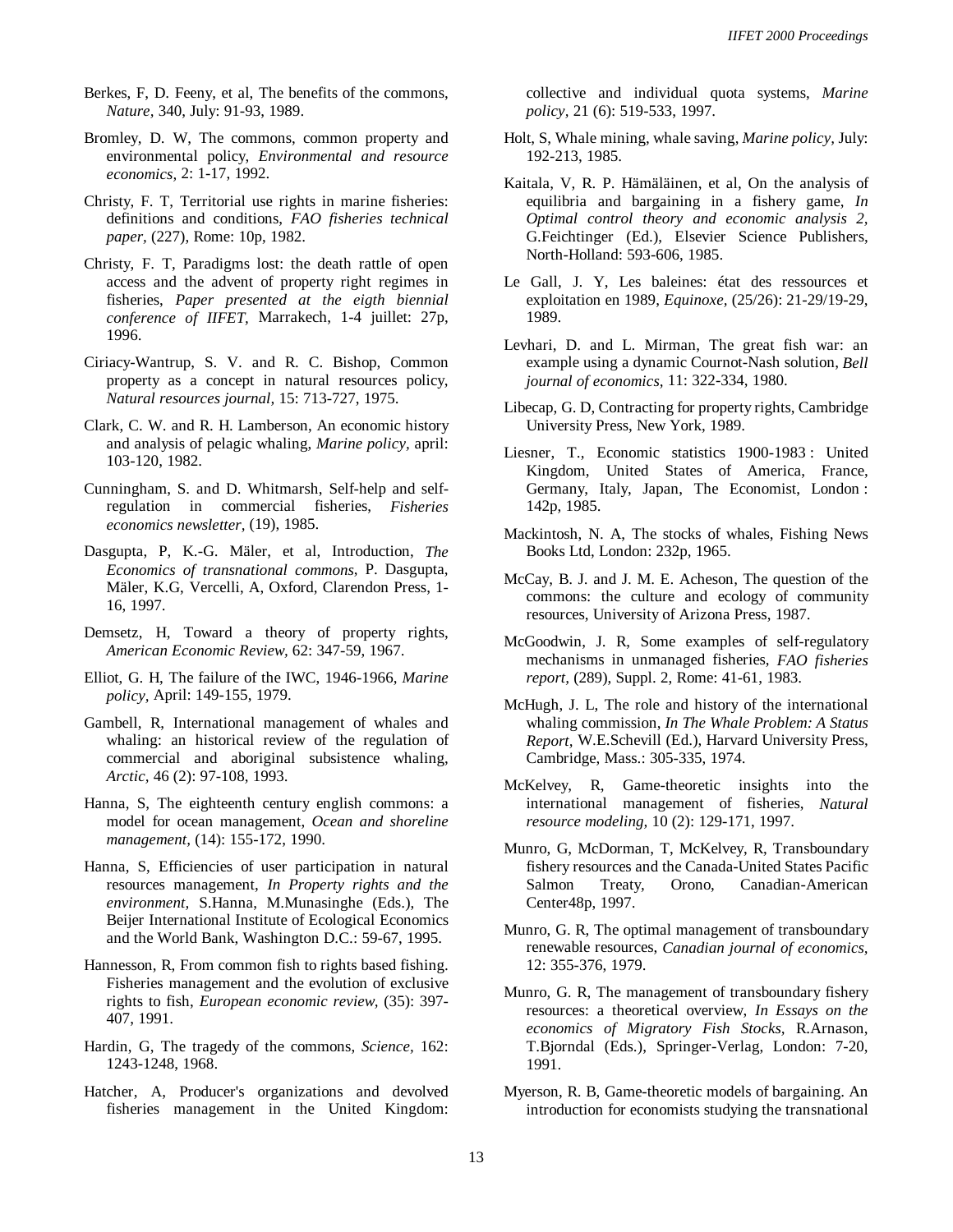Berkes, F, D. Feeny, et al, The benefits of the commons, *Nature,* 340, July: 91-93, 1989.

Bromley, D. W, The commons, common property and environmental policy, *Environmental and resource economics,* 2: 1-17, 1992.

Christy, F. T, Territorial use rights in marine fisheries: definitions and conditions, *FAO fisheries technical paper,* (227), Rome: 10p, 1982.

Christy, F. T, Paradigms lost: the death rattle of open access and the advent of property right regimes in fisheries, *Paper presented at the eigth biennial conference of IIFET,* Marrakech, 1-4 juillet: 27p, 1996.

Ciriacy-Wantrup, S. V. and R. C. Bishop, Common property as a concept in natural resources policy, *Natural resources journal,* 15: 713-727, 1975.

Clark, C. W. and R. H. Lamberson, An economic history and analysis of pelagic whaling, *Marine policy,* april: 103-120, 1982.

Cunningham, S. and D. Whitmarsh, Self-help and self-regulation in commercial fisheries, *Fisheries economics newsletter,* (19), 1985.

Dasgupta, P, K.-G. Mäler, et al, Introduction, *The Economics of transnational commons,* P. Dasgupta, Mäler, K.G, Vercelli, A, Oxford, Clarendon Press, 1-16, 1997.

Demsetz, H, Toward a theory of property rights, *American Economic Review,* 62: 347-59, 1967.

Elliot, G. H, The failure of the IWC, 1946-1966, *Marine policy,* April: 149-155, 1979.

Gambell, R, International management of whales and whaling: an historical review of the regulation of commercial and aboriginal subsistence whaling, *Arctic,* 46 (2): 97-108, 1993.

Hanna, S, The eighteenth century english commons: a model for ocean management, *Ocean and shoreline management,* (14): 155-172, 1990.

Hanna, S, Efficiencies of user participation in natural resources management, *In Property rights and the environment,* S.Hanna, M.Munasinghe (Eds.), The Beijer International Institute of Ecological Economics and the World Bank, Washington D.C.: 59-67, 1995.

Hannesson, R, From common fish to rights based fishing. Fisheries management and the evolution of exclusive rights to fish, *European economic review,* (35): 397-407, 1991.

Hardin, G, The tragedy of the commons, *Science,* 162: 1243-1248, 1968.

Hatcher, A, Producer's organizations and devolved fisheries management in the United Kingdom: collective and individual quota systems, *Marine policy,* 21 (6): 519-533, 1997.

Holt, S, Whale mining, whale saving, *Marine policy,* July: 192-213, 1985.

Kaitala, V, R. P. Hämäläinen, et al, On the analysis of equilibria and bargaining in a fishery game, *In Optimal control theory and economic analysis 2,* G.Feichtinger (Ed.), Elsevier Science Publishers, North-Holland: 593-606, 1985.

Le Gall, J. Y, Les baleines: état des ressources et exploitation en 1989, *Equinoxe,* (25/26): 21-29/19-29, 1989.

Levhari, D. and L. Mirman, The great fish war: an example using a dynamic Cournot-Nash solution, *Bell journal of economics,* 11: 322-334, 1980.

Libecap, G. D, Contracting for property rights, Cambridge University Press, New York, 1989.

Liesner, T., Economic statistics 1900-1983 : United Kingdom, United States of America, France, Germany, Italy, Japan, The Economist, London : 142p, 1985.

Mackintosh, N. A, The stocks of whales, Fishing News Books Ltd, London: 232p, 1965.

McCay, B. J. and J. M. E. Acheson, The question of the commons: the culture and ecology of community resources, University of Arizona Press, 1987.

McGoodwin, J. R, Some examples of self-regulatory mechanisms in unmanaged fisheries, *FAO fisheries report,* (289), Suppl. 2, Rome: 41-61, 1983.

McHugh, J. L, The role and history of the international whaling commission, *In The Whale Problem: A Status Report,* W.E.Schevill (Ed.), Harvard University Press, Cambridge, Mass.: 305-335, 1974.

McKelvey, R, Game-theoretic insights into the international management of fisheries, *Natural resource modeling,* 10 (2): 129-171, 1997.

Munro, G, McDorman, T, McKelvey, R, Transboundary fishery resources and the Canada-United States Pacific Salmon Treaty, Orono, Canadian-American Center48p, 1997.

Munro, G. R, The optimal management of transboundary renewable resources, *Canadian journal of economics,* 12: 355-376, 1979.

Munro, G. R, The management of transboundary fishery resources: a theoretical overview, *In Essays on the economics of Migratory Fish Stocks,* R.Arnason, T.Bjorndal (Eds.), Springer-Verlag, London: 7-20, 1991.

Myerson, R. B, Game-theoretic models of bargaining. An introduction for economists studying the transnational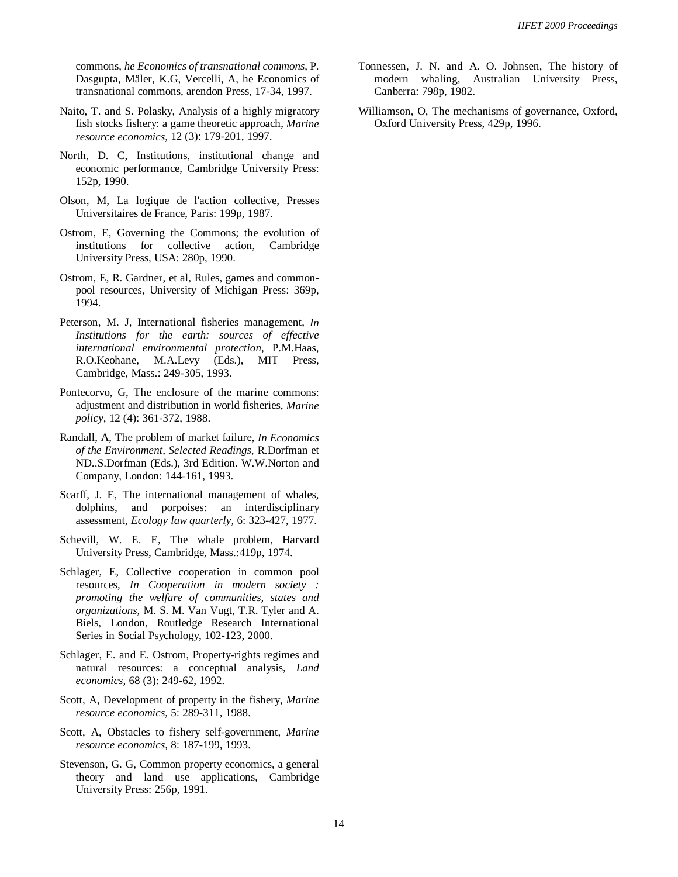commons, *he Economics of transnational commons*, P. Dasgupta, Mäler, K.G, Vercelli, A, he Economics of transnational commons, arendon Press, 17-34, 1997.

Naito, T. and S. Polasky, Analysis of a highly migratory fish stocks fishery: a game theoretic approach, *Marine resource economics*, 12 (3): 179-201, 1997.

North, D. C, Institutions, institutional change and economic performance, Cambridge University Press: 152p, 1990.

Olson, M, La logique de l'action collective, Presses Universitaires de France, Paris: 199p, 1987.

Ostrom, E, Governing the Commons; the evolution of institutions for collective action, Cambridge University Press, USA: 280p, 1990.

Ostrom, E, R. Gardner, et al, Rules, games and common-pool resources, University of Michigan Press: 369p, 1994.

Peterson, M. J, International fisheries management, *In Institutions for the earth: sources of effective international environmental protection*, P.M.Haas, R.O.Keohane, M.A.Levy (Eds.), MIT Press, Cambridge, Mass.: 249-305, 1993.

Pontecorvo, G, The enclosure of the marine commons: adjustment and distribution in world fisheries, *Marine policy*, 12 (4): 361-372, 1988.

Randall, A, The problem of market failure, *In Economics of the Environment, Selected Readings*, R.Dorfman et ND..S.Dorfman (Eds.), 3rd Edition. W.W.Norton and Company, London: 144-161, 1993.

Scarff, J. E, The international management of whales, dolphins, and porpoises: an interdisciplinary assessment, *Ecology law quarterly*, 6: 323-427, 1977.

Schevill, W. E. E, The whale problem, Harvard University Press, Cambridge, Mass.:419p, 1974.

Schlager, E, Collective cooperation in common pool resources, *In Cooperation in modern society : promoting the welfare of communities, states and organizations*, M. S. M. Van Vugt, T.R. Tyler and A. Biels, London, Routledge Research International Series in Social Psychology, 102-123, 2000.

Schlager, E. and E. Ostrom, Property-rights regimes and natural resources: a conceptual analysis, *Land economics*, 68 (3): 249-62, 1992.

Scott, A, Development of property in the fishery, *Marine resource economics*, 5: 289-311, 1988.

Scott, A, Obstacles to fishery self-government, *Marine resource economics*, 8: 187-199, 1993.

Stevenson, G. G, Common property economics, a general theory and land use applications, Cambridge University Press: 256p, 1991.

Tonnessen, J. N. and A. O. Johnsen, The history of modern whaling, Australian University Press, Canberra: 798p, 1982.

Williamson, O, The mechanisms of governance, Oxford, Oxford University Press, 429p, 1996.